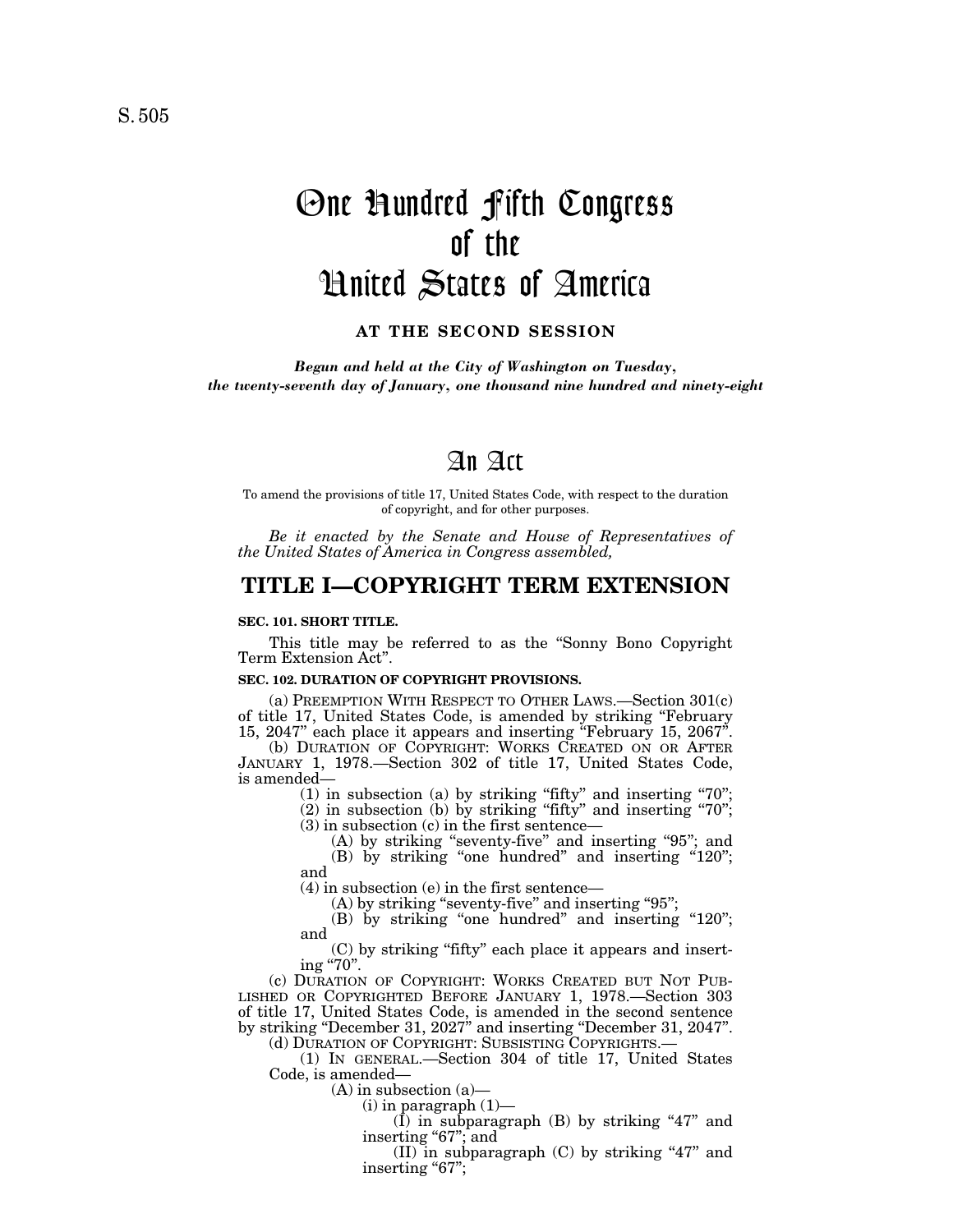S. 505

# One Hundred Fifth Congress of the United States of America

**AT THE SECOND SESSION**

*Begun and held at the City of Washington on Tuesday, the twenty-seventh day of January, one thousand nine hundred and ninety-eight*

# An Act

To amend the provisions of title 17, United States Code, with respect to the duration of copyright, and for other purposes.

*Be it enacted by the Senate and House of Representatives of the United States of America in Congress assembled,*

## TITLE I—COPYRIGHT TERM EXTENSION

**SEC. 101. SHORT TITLE.**

This title may be referred to as the "Sonny Bono Copyright Term Extension Act".

**SEC. 102. DURATION OF COPYRIGHT PROVISIONS.**

(a) PREEMPTION WITH RESPECT TO OTHER LAWS.—Section 301(c) of title 17, United States Code, is amended by striking "February 15, 2047" each place it appears and inserting "February 15, 2067".

(b) DURATION OF COPYRIGHT: WORKS CREATED ON OR AFTER JANUARY 1, 1978.—Section 302 of title 17, United States Code, is amended—

(1) in subsection (a) by striking "fifty" and inserting "70";

(2) in subsection (b) by striking "fifty" and inserting "70";

(3) in subsection (c) in the first sentence—

(A) by striking "seventy-five" and inserting "95"; and

(B) by striking "one hundred" and inserting "120"; and

(4) in subsection (e) in the first sentence—

(A) by striking "seventy-five" and inserting "95";

(B) by striking "one hundred" and inserting "120"; and

(C) by striking "fifty" each place it appears and inserting "70".

(c) DURATION OF COPYRIGHT: WORKS CREATED BUT NOT PUBLISHED OR COPYRIGHTED BEFORE JANUARY 1, 1978.—Section 303 of title 17, United States Code, is amended in the second sentence by striking "December 31, 2027" and inserting "December 31, 2047".

(d) DURATION OF COPYRIGHT: SUBSISTING COPYRIGHTS.—

(1) IN GENERAL.—Section 304 of title 17, United States Code, is amended—

(A) in subsection (a)—

(i) in paragraph (1)—

(I) in subparagraph (B) by striking "47" and inserting "67"; and

(II) in subparagraph (C) by striking "47" and inserting "67";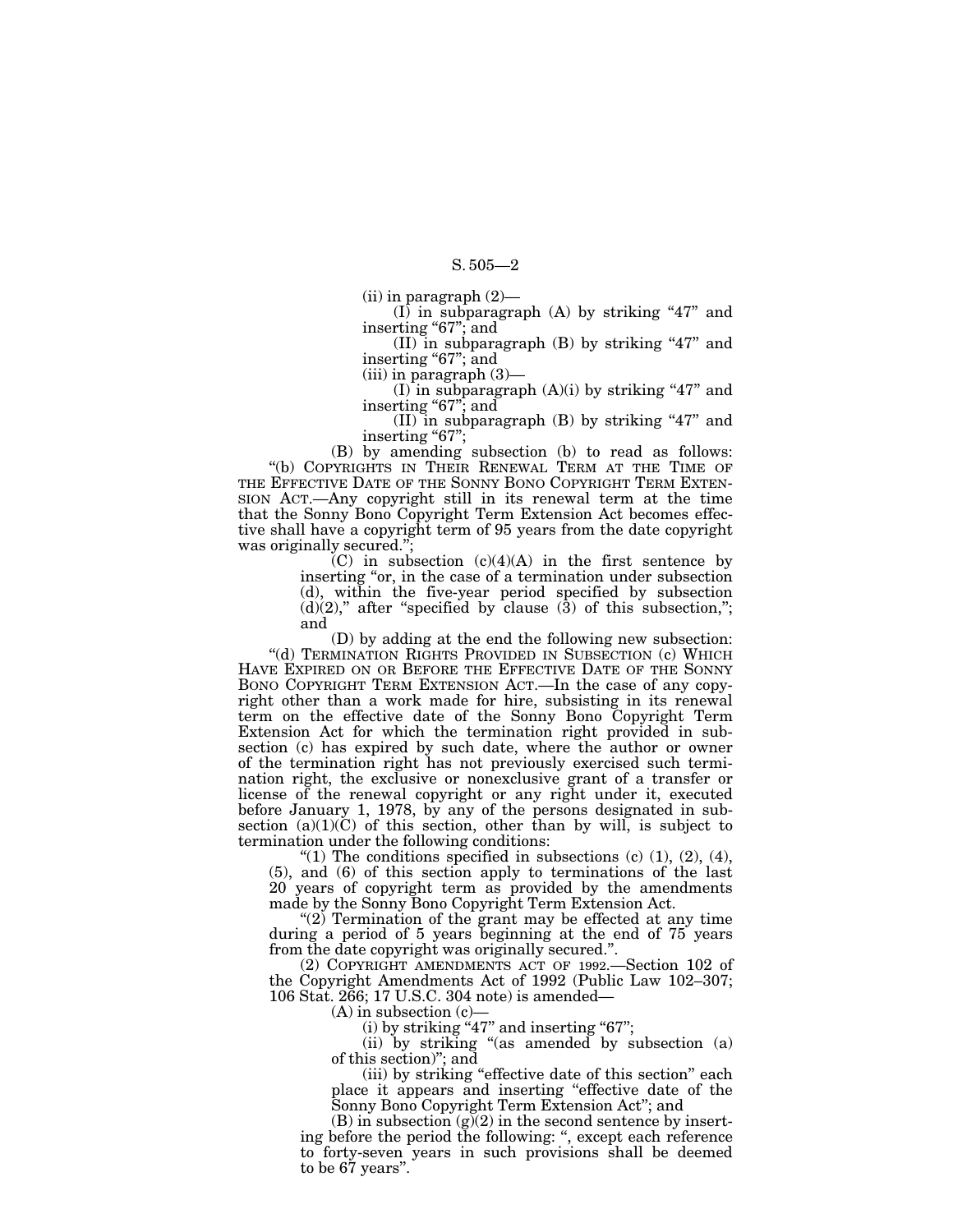(ii) in paragraph (2)—

(I) in subparagraph (A) by striking "47" and inserting "67"; and

(II) in subparagraph (B) by striking "47" and inserting "67"; and

(iii) in paragraph (3)—

(I) in subparagraph (A)(i) by striking "47" and inserting "67"; and

(II) in subparagraph (B) by striking "47" and inserting "67";

(B) by amending subsection (b) to read as follows:

"(b) COPYRIGHTS IN THEIR RENEWAL TERM AT THE TIME OF THE EFFECTIVE DATE OF THE SONNY BONO COPYRIGHT TERM EXTENSION ACT.—Any copyright still in its renewal term at the time that the Sonny Bono Copyright Term Extension Act becomes effective shall have a copyright term of 95 years from the date copyright was originally secured.";

(C) in subsection (c)(4)(A) in the first sentence by inserting "or, in the case of a termination under subsection (d), within the five-year period specified by subsection (d)(2)," after "specified by clause (3) of this subsection,"; and

(D) by adding at the end the following new subsection:

"(d) TERMINATION RIGHTS PROVIDED IN SUBSECTION (c) WHICH HAVE EXPIRED ON OR BEFORE THE EFFECTIVE DATE OF THE SONNY BONO COPYRIGHT TERM EXTENSION ACT.—In the case of any copyright other than a work made for hire, subsisting in its renewal term on the effective date of the Sonny Bono Copyright Term Extension Act for which the termination right provided in subsection (c) has expired by such date, where the author or owner of the termination right has not previously exercised such termination right, the exclusive or nonexclusive grant of a transfer or license of the renewal copyright or any right under it, executed before January 1, 1978, by any of the persons designated in subsection (a)(1)(C) of this section, other than by will, is subject to termination under the following conditions:

"(1) The conditions specified in subsections (c) (1), (2), (4), (5), and (6) of this section apply to terminations of the last 20 years of copyright term as provided by the amendments made by the Sonny Bono Copyright Term Extension Act.

"(2) Termination of the grant may be effected at any time during a period of 5 years beginning at the end of 75 years from the date copyright was originally secured.".

(2) COPYRIGHT AMENDMENTS ACT OF 1992.—Section 102 of the Copyright Amendments Act of 1992 (Public Law 102–307; 106 Stat. 266; 17 U.S.C. 304 note) is amended—

(A) in subsection (c)—

(i) by striking "47" and inserting "67";

(ii) by striking "(as amended by subsection (a) of this section)"; and

(iii) by striking "effective date of this section" each place it appears and inserting "effective date of the Sonny Bono Copyright Term Extension Act"; and

(B) in subsection (g)(2) in the second sentence by inserting before the period the following: ", except each reference to forty-seven years in such provisions shall be deemed to be 67 years".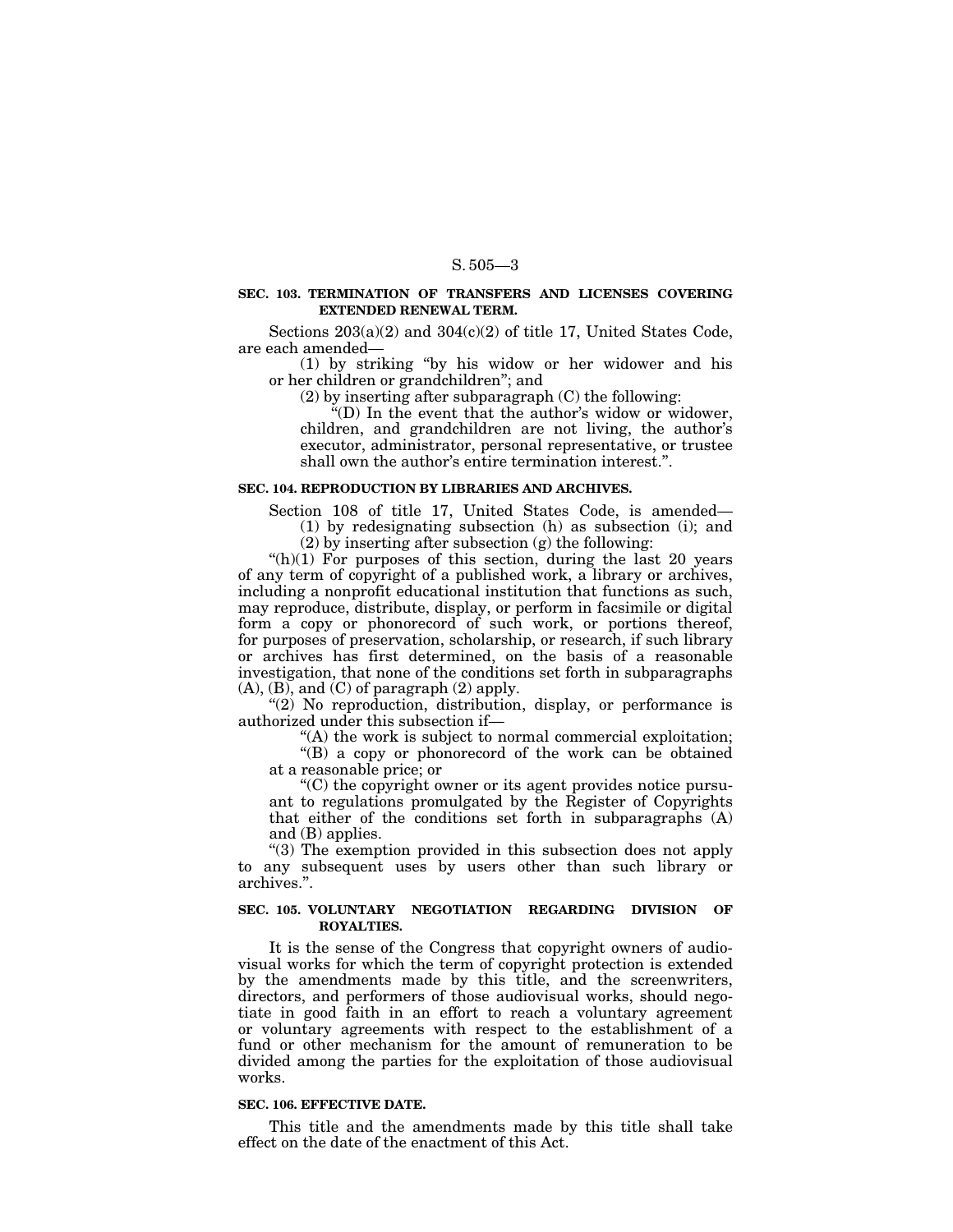**SEC. 103. TERMINATION OF TRANSFERS AND LICENSES COVERING EXTENDED RENEWAL TERM.**

Sections 203(a)(2) and 304(c)(2) of title 17, United States Code, are each amended—

(1) by striking "by his widow or her widower and his or her children or grandchildren"; and

(2) by inserting after subparagraph (C) the following:

"(D) In the event that the author's widow or widower, children, and grandchildren are not living, the author's executor, administrator, personal representative, or trustee shall own the author's entire termination interest.".

**SEC. 104. REPRODUCTION BY LIBRARIES AND ARCHIVES.**

Section 108 of title 17, United States Code, is amended—

(1) by redesignating subsection (h) as subsection (i); and

(2) by inserting after subsection (g) the following:

"(h)(1) For purposes of this section, during the last 20 years of any term of copyright of a published work, a library or archives, including a nonprofit educational institution that functions as such, may reproduce, distribute, display, or perform in facsimile or digital form a copy or phonorecord of such work, or portions thereof, for purposes of preservation, scholarship, or research, if such library or archives has first determined, on the basis of a reasonable investigation, that none of the conditions set forth in subparagraphs (A), (B), and (C) of paragraph (2) apply.

"(2) No reproduction, distribution, display, or performance is authorized under this subsection if—

"(A) the work is subject to normal commercial exploitation;

"(B) a copy or phonorecord of the work can be obtained at a reasonable price; or

"(C) the copyright owner or its agent provides notice pursuant to regulations promulgated by the Register of Copyrights that either of the conditions set forth in subparagraphs (A) and (B) applies.

"(3) The exemption provided in this subsection does not apply to any subsequent uses by users other than such library or archives.".

**SEC. 105. VOLUNTARY NEGOTIATION REGARDING DIVISION OF ROYALTIES.**

It is the sense of the Congress that copyright owners of audiovisual works for which the term of copyright protection is extended by the amendments made by this title, and the screenwriters, directors, and performers of those audiovisual works, should negotiate in good faith in an effort to reach a voluntary agreement or voluntary agreements with respect to the establishment of a fund or other mechanism for the amount of remuneration to be divided among the parties for the exploitation of those audiovisual works.

**SEC. 106. EFFECTIVE DATE.**

This title and the amendments made by this title shall take effect on the date of the enactment of this Act.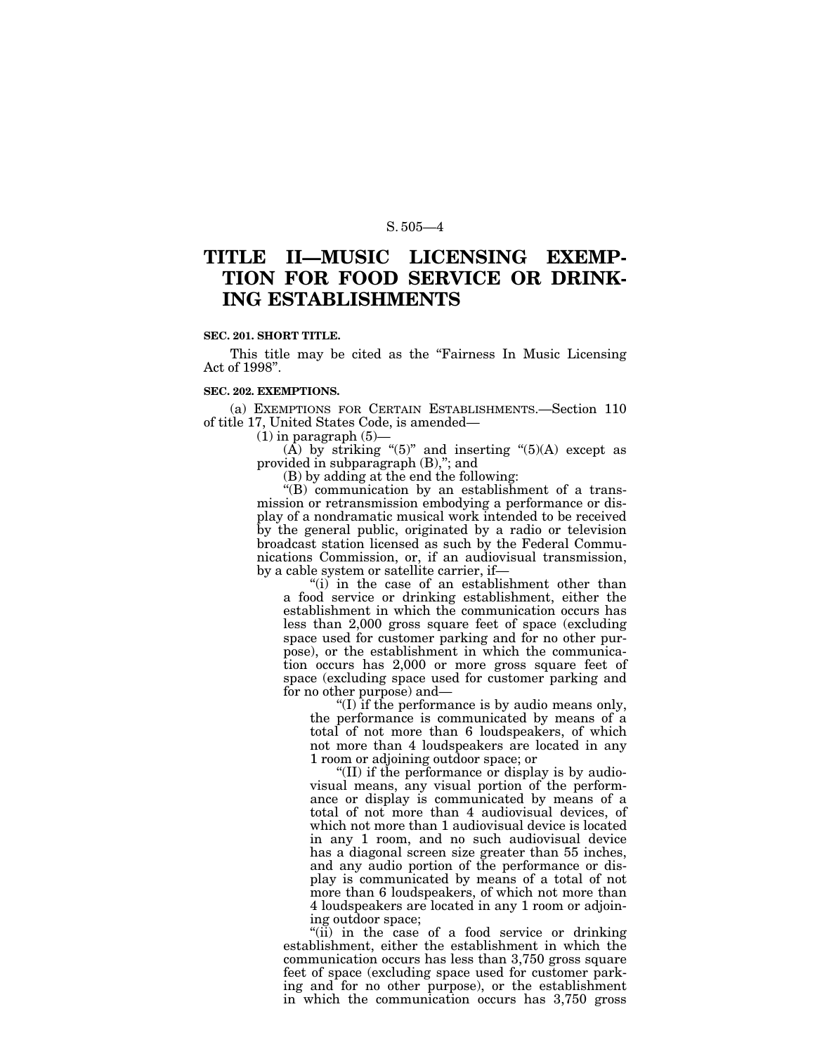# TITLE II—MUSIC LICENSING EXEMPTION FOR FOOD SERVICE OR DRINKING ESTABLISHMENTS

**SEC. 201. SHORT TITLE.**

This title may be cited as the "Fairness In Music Licensing Act of 1998".

**SEC. 202. EXEMPTIONS.**

(a) EXEMPTIONS FOR CERTAIN ESTABLISHMENTS.—Section 110 of title 17, United States Code, is amended—

(1) in paragraph (5)—

(A) by striking "(5)" and inserting "(5)(A) except as provided in subparagraph (B),"; and

(B) by adding at the end the following:

"(B) communication by an establishment of a transmission or retransmission embodying a performance or display of a nondramatic musical work intended to be received by the general public, originated by a radio or television broadcast station licensed as such by the Federal Communications Commission, or, if an audiovisual transmission, by a cable system or satellite carrier, if—

"(i) in the case of an establishment other than a food service or drinking establishment, either the establishment in which the communication occurs has less than 2,000 gross square feet of space (excluding space used for customer parking and for no other purpose), or the establishment in which the communication occurs has 2,000 or more gross square feet of space (excluding space used for customer parking and for no other purpose) and—

"(I) if the performance is by audio means only, the performance is communicated by means of a total of not more than 6 loudspeakers, of which not more than 4 loudspeakers are located in any 1 room or adjoining outdoor space; or

"(II) if the performance or display is by audiovisual means, any visual portion of the performance or display is communicated by means of a total of not more than 4 audiovisual devices, of which not more than 1 audiovisual device is located in any 1 room, and no such audiovisual device has a diagonal screen size greater than 55 inches, and any audio portion of the performance or display is communicated by means of a total of not more than 6 loudspeakers, of which not more than 4 loudspeakers are located in any 1 room or adjoining outdoor space;

"(ii) in the case of a food service or drinking establishment, either the establishment in which the communication occurs has less than 3,750 gross square feet of space (excluding space used for customer parking and for no other purpose), or the establishment in which the communication occurs has 3,750 gross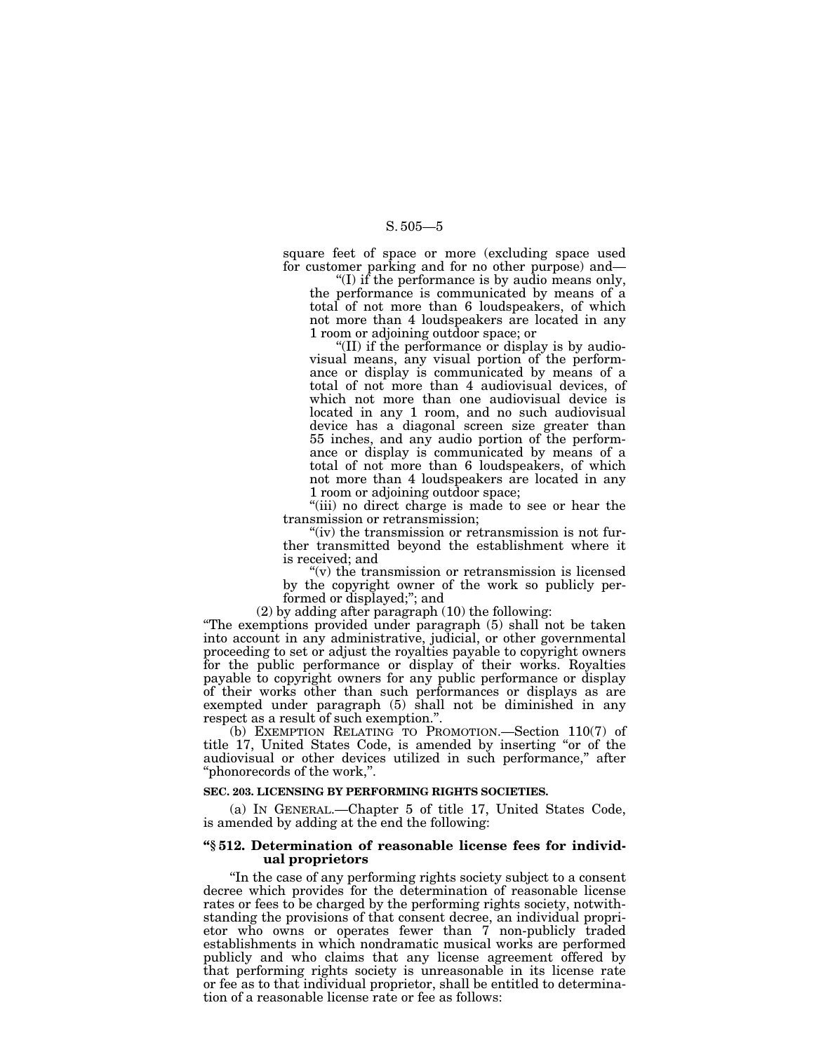square feet of space or more (excluding space used for customer parking and for no other purpose) and—

"(I) if the performance is by audio means only, the performance is communicated by means of a total of not more than 6 loudspeakers, of which not more than 4 loudspeakers are located in any 1 room or adjoining outdoor space; or

"(II) if the performance or display is by audiovisual means, any visual portion of the performance or display is communicated by means of a total of not more than 4 audiovisual devices, of which not more than one audiovisual device is located in any 1 room, and no such audiovisual device has a diagonal screen size greater than 55 inches, and any audio portion of the performance or display is communicated by means of a total of not more than 6 loudspeakers, of which not more than 4 loudspeakers are located in any 1 room or adjoining outdoor space;

"(iii) no direct charge is made to see or hear the transmission or retransmission;

"(iv) the transmission or retransmission is not further transmitted beyond the establishment where it is received; and

"(v) the transmission or retransmission is licensed by the copyright owner of the work so publicly performed or displayed;"; and

(2) by adding after paragraph (10) the following:

"The exemptions provided under paragraph (5) shall not be taken into account in any administrative, judicial, or other governmental proceeding to set or adjust the royalties payable to copyright owners for the public performance or display of their works. Royalties payable to copyright owners for any public performance or display of their works other than such performances or displays as are exempted under paragraph (5) shall not be diminished in any respect as a result of such exemption.".

(b) EXEMPTION RELATING TO PROMOTION.—Section 110(7) of title 17, United States Code, is amended by inserting "or of the audiovisual or other devices utilized in such performance," after "phonorecords of the work,".

**SEC. 203. LICENSING BY PERFORMING RIGHTS SOCIETIES.**

(a) IN GENERAL.—Chapter 5 of title 17, United States Code, is amended by adding at the end the following:

**"§ 512. Determination of reasonable license fees for individual proprietors**

"In the case of any performing rights society subject to a consent decree which provides for the determination of reasonable license rates or fees to be charged by the performing rights society, notwithstanding the provisions of that consent decree, an individual proprietor who owns or operates fewer than 7 non-publicly traded establishments in which nondramatic musical works are performed publicly and who claims that any license agreement offered by that performing rights society is unreasonable in its license rate or fee as to that individual proprietor, shall be entitled to determination of a reasonable license rate or fee as follows: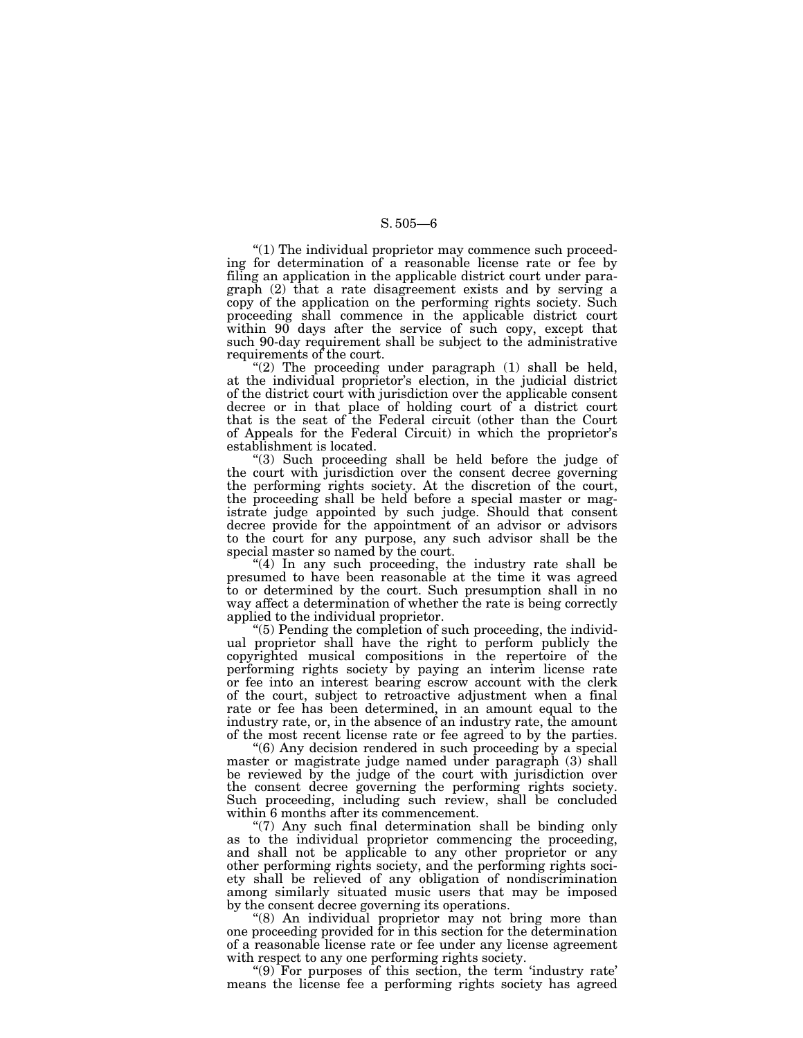"(1) The individual proprietor may commence such proceeding for determination of a reasonable license rate or fee by filing an application in the applicable district court under paragraph (2) that a rate disagreement exists and by serving a copy of the application on the performing rights society. Such proceeding shall commence in the applicable district court within 90 days after the service of such copy, except that such 90-day requirement shall be subject to the administrative requirements of the court.

"(2) The proceeding under paragraph (1) shall be held, at the individual proprietor's election, in the judicial district of the district court with jurisdiction over the applicable consent decree or in that place of holding court of a district court that is the seat of the Federal circuit (other than the Court of Appeals for the Federal Circuit) in which the proprietor's establishment is located.

"(3) Such proceeding shall be held before the judge of the court with jurisdiction over the consent decree governing the performing rights society. At the discretion of the court, the proceeding shall be held before a special master or magistrate judge appointed by such judge. Should that consent decree provide for the appointment of an advisor or advisors to the court for any purpose, any such advisor shall be the special master so named by the court.

"(4) In any such proceeding, the industry rate shall be presumed to have been reasonable at the time it was agreed to or determined by the court. Such presumption shall in no way affect a determination of whether the rate is being correctly applied to the individual proprietor.

"(5) Pending the completion of such proceeding, the individual proprietor shall have the right to perform publicly the copyrighted musical compositions in the repertoire of the performing rights society by paying an interim license rate or fee into an interest bearing escrow account with the clerk of the court, subject to retroactive adjustment when a final rate or fee has been determined, in an amount equal to the industry rate, or, in the absence of an industry rate, the amount of the most recent license rate or fee agreed to by the parties.

"(6) Any decision rendered in such proceeding by a special master or magistrate judge named under paragraph (3) shall be reviewed by the judge of the court with jurisdiction over the consent decree governing the performing rights society. Such proceeding, including such review, shall be concluded within 6 months after its commencement.

"(7) Any such final determination shall be binding only as to the individual proprietor commencing the proceeding, and shall not be applicable to any other proprietor or any other performing rights society, and the performing rights society shall be relieved of any obligation of nondiscrimination among similarly situated music users that may be imposed by the consent decree governing its operations.

"(8) An individual proprietor may not bring more than one proceeding provided for in this section for the determination of a reasonable license rate or fee under any license agreement with respect to any one performing rights society.

"(9) For purposes of this section, the term 'industry rate' means the license fee a performing rights society has agreed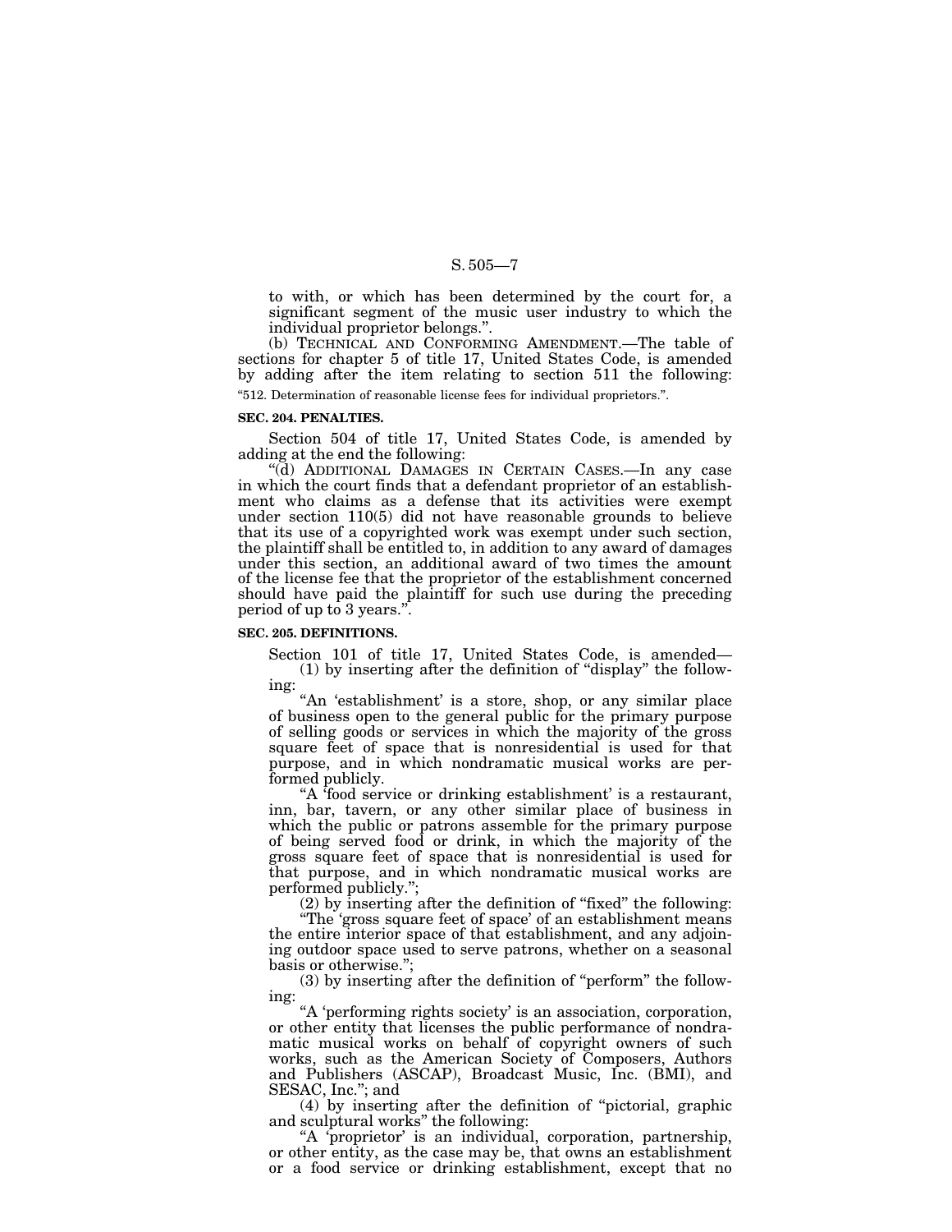to with, or which has been determined by the court for, a significant segment of the music user industry to which the individual proprietor belongs.".

(b) TECHNICAL AND CONFORMING AMENDMENT.—The table of sections for chapter 5 of title 17, United States Code, is amended by adding after the item relating to section 511 the following:

"512. Determination of reasonable license fees for individual proprietors.".

**SEC. 204. PENALTIES.**

Section 504 of title 17, United States Code, is amended by adding at the end the following:

"(d) ADDITIONAL DAMAGES IN CERTAIN CASES.—In any case in which the court finds that a defendant proprietor of an establishment who claims as a defense that its activities were exempt under section 110(5) did not have reasonable grounds to believe that its use of a copyrighted work was exempt under such section, the plaintiff shall be entitled to, in addition to any award of damages under this section, an additional award of two times the amount of the license fee that the proprietor of the establishment concerned should have paid the plaintiff for such use during the preceding period of up to 3 years.".

**SEC. 205. DEFINITIONS.**

Section 101 of title 17, United States Code, is amended—

(1) by inserting after the definition of "display" the following:

"An 'establishment' is a store, shop, or any similar place of business open to the general public for the primary purpose of selling goods or services in which the majority of the gross square feet of space that is nonresidential is used for that purpose, and in which nondramatic musical works are performed publicly.

"A 'food service or drinking establishment' is a restaurant, inn, bar, tavern, or any other similar place of business in which the public or patrons assemble for the primary purpose of being served food or drink, in which the majority of the gross square feet of space that is nonresidential is used for that purpose, and in which nondramatic musical works are performed publicly.";

(2) by inserting after the definition of "fixed" the following:

"The 'gross square feet of space' of an establishment means the entire interior space of that establishment, and any adjoining outdoor space used to serve patrons, whether on a seasonal basis or otherwise.";

(3) by inserting after the definition of "perform" the following:

"A 'performing rights society' is an association, corporation, or other entity that licenses the public performance of nondramatic musical works on behalf of copyright owners of such works, such as the American Society of Composers, Authors and Publishers (ASCAP), Broadcast Music, Inc. (BMI), and SESAC, Inc."; and

(4) by inserting after the definition of "pictorial, graphic and sculptural works" the following:

"A 'proprietor' is an individual, corporation, partnership, or other entity, as the case may be, that owns an establishment or a food service or drinking establishment, except that no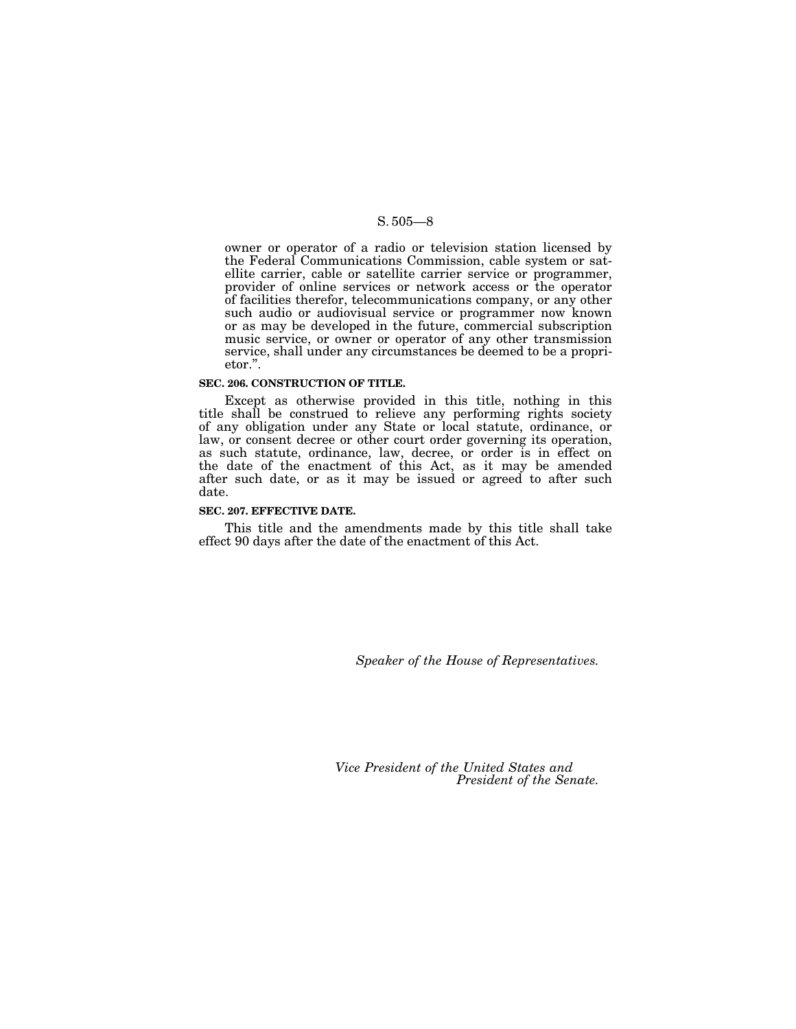owner or operator of a radio or television station licensed by the Federal Communications Commission, cable system or satellite carrier, cable or satellite carrier service or programmer, provider of online services or network access or the operator of facilities therefor, telecommunications company, or any other such audio or audiovisual service or programmer now known or as may be developed in the future, commercial subscription music service, or owner or operator of any other transmission service, shall under any circumstances be deemed to be a proprietor.".

**SEC. 206. CONSTRUCTION OF TITLE.**

Except as otherwise provided in this title, nothing in this title shall be construed to relieve any performing rights society of any obligation under any State or local statute, ordinance, or law, or consent decree or other court order governing its operation, as such statute, ordinance, law, decree, or order is in effect on the date of the enactment of this Act, as it may be amended after such date, or as it may be issued or agreed to after such date.

**SEC. 207. EFFECTIVE DATE.**

This title and the amendments made by this title shall take effect 90 days after the date of the enactment of this Act.

*Speaker of the House of Representatives.*

*Vice President of the United States and President of the Senate.*